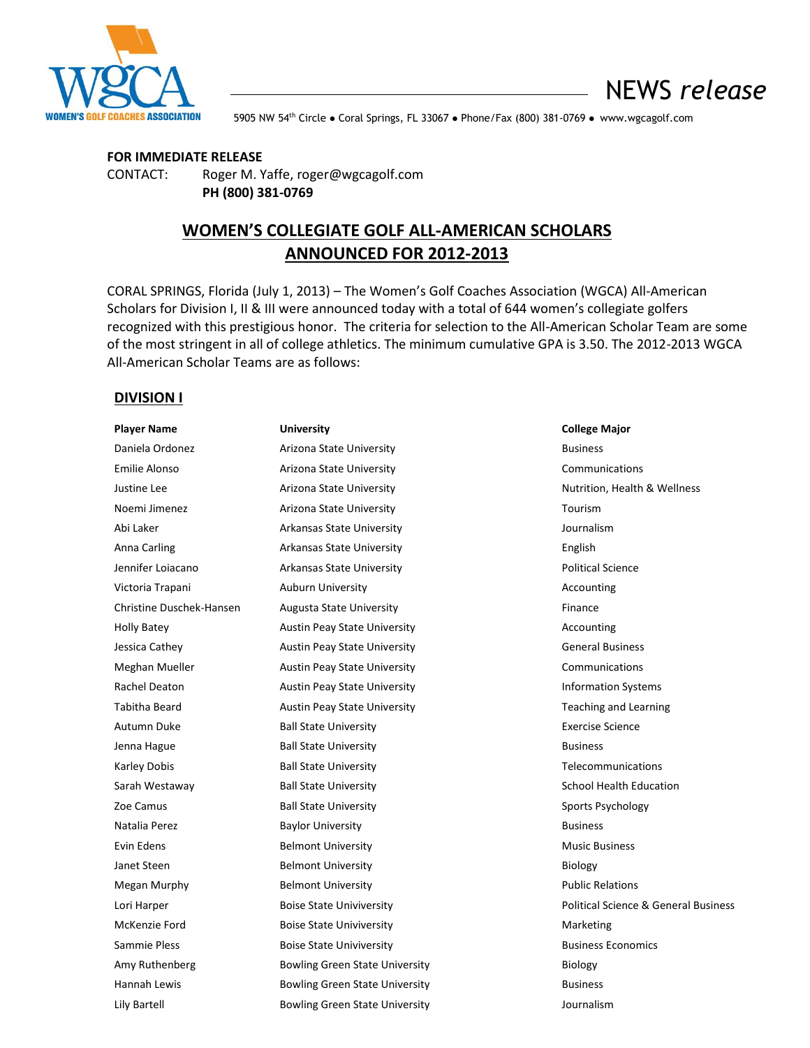WGCA
WOMEN'S GOLF COACHES ASSOCIATION

NEWS *release*

5905 NW 54th Circle ● Coral Springs, FL 33067 ● Phone/Fax (800) 381-0769 ● www.wgcagolf.com

**FOR IMMEDIATE RELEASE**
CONTACT: Roger M. Yaffe, roger@wgcagolf.com
**PH (800) 381-0769**

# WOMEN'S COLLEGIATE GOLF ALL-AMERICAN SCHOLARS ANNOUNCED FOR 2012-2013

CORAL SPRINGS, Florida (July 1, 2013) – The Women's Golf Coaches Association (WGCA) All-American Scholars for Division I, II & III were announced today with a total of 644 women's collegiate golfers recognized with this prestigious honor. The criteria for selection to the All-American Scholar Team are some of the most stringent in all of college athletics. The minimum cumulative GPA is 3.50. The 2012-2013 WGCA All-American Scholar Teams are as follows:

## DIVISION I

| Player Name | University | College Major |
|---|---|---|
| Daniela Ordonez | Arizona State University | Business |
| Emilie Alonso | Arizona State University | Communications |
| Justine Lee | Arizona State University | Nutrition, Health & Wellness |
| Noemi Jimenez | Arizona State University | Tourism |
| Abi Laker | Arkansas State University | Journalism |
| Anna Carling | Arkansas State University | English |
| Jennifer Loiacano | Arkansas State University | Political Science |
| Victoria Trapani | Auburn University | Accounting |
| Christine Duschek-Hansen | Augusta State University | Finance |
| Holly Batey | Austin Peay State University | Accounting |
| Jessica Cathey | Austin Peay State University | General Business |
| Meghan Mueller | Austin Peay State University | Communications |
| Rachel Deaton | Austin Peay State University | Information Systems |
| Tabitha Beard | Austin Peay State University | Teaching and Learning |
| Autumn Duke | Ball State University | Exercise Science |
| Jenna Hague | Ball State University | Business |
| Karley Dobis | Ball State University | Telecommunications |
| Sarah Westaway | Ball State University | School Health Education |
| Zoe Camus | Ball State University | Sports Psychology |
| Natalia Perez | Baylor University | Business |
| Evin Edens | Belmont University | Music Business |
| Janet Steen | Belmont University | Biology |
| Megan Murphy | Belmont University | Public Relations |
| Lori Harper | Boise State Univiversity | Political Science & General Business |
| McKenzie Ford | Boise State Univiversity | Marketing |
| Sammie Pless | Boise State Univiversity | Business Economics |
| Amy Ruthenberg | Bowling Green State University | Biology |
| Hannah Lewis | Bowling Green State University | Business |
| Lily Bartell | Bowling Green State University | Journalism |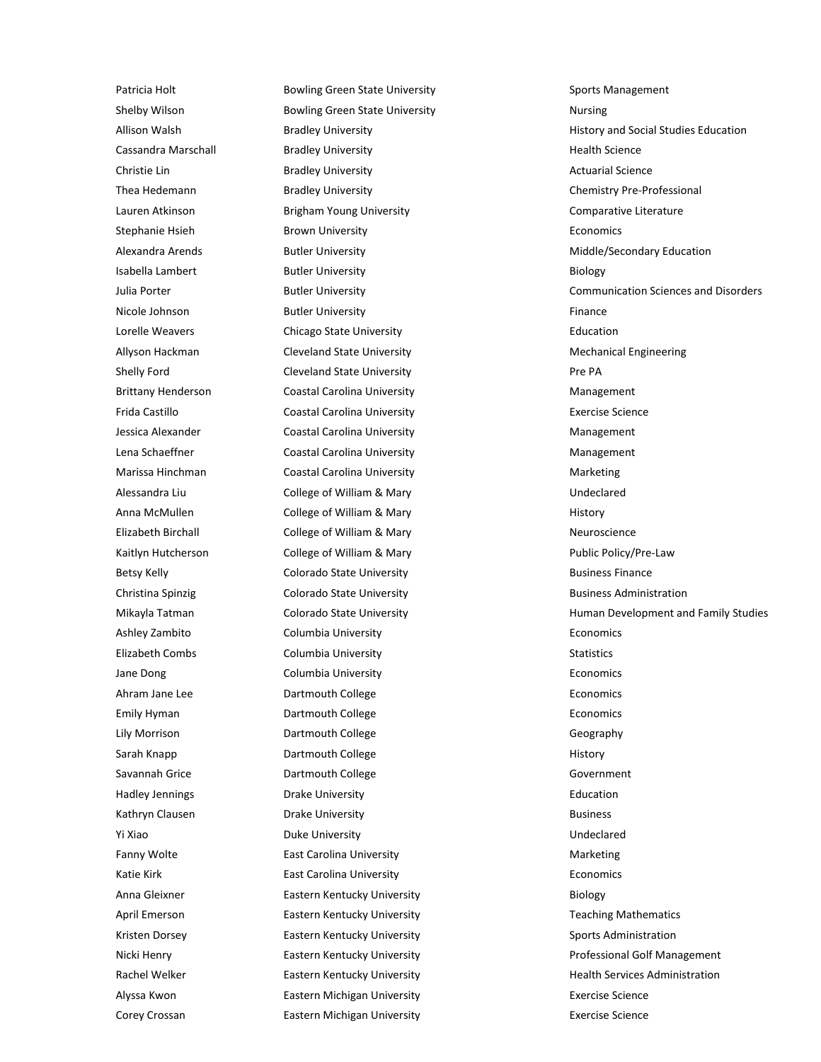| | | |
|---|---|---|
| Patricia Holt | Bowling Green State University | Sports Management |
| Shelby Wilson | Bowling Green State University | Nursing |
| Allison Walsh | Bradley University | History and Social Studies Education |
| Cassandra Marschall | Bradley University | Health Science |
| Christie Lin | Bradley University | Actuarial Science |
| Thea Hedemann | Bradley University | Chemistry Pre-Professional |
| Lauren Atkinson | Brigham Young University | Comparative Literature |
| Stephanie Hsieh | Brown University | Economics |
| Alexandra Arends | Butler University | Middle/Secondary Education |
| Isabella Lambert | Butler University | Biology |
| Julia Porter | Butler University | Communication Sciences and Disorders |
| Nicole Johnson | Butler University | Finance |
| Lorelle Weavers | Chicago State University | Education |
| Allyson Hackman | Cleveland State University | Mechanical Engineering |
| Shelly Ford | Cleveland State University | Pre PA |
| Brittany Henderson | Coastal Carolina University | Management |
| Frida Castillo | Coastal Carolina University | Exercise Science |
| Jessica Alexander | Coastal Carolina University | Management |
| Lena Schaeffner | Coastal Carolina University | Management |
| Marissa Hinchman | Coastal Carolina University | Marketing |
| Alessandra Liu | College of William & Mary | Undeclared |
| Anna McMullen | College of William & Mary | History |
| Elizabeth Birchall | College of William & Mary | Neuroscience |
| Kaitlyn Hutcherson | College of William & Mary | Public Policy/Pre-Law |
| Betsy Kelly | Colorado State University | Business Finance |
| Christina Spinzig | Colorado State University | Business Administration |
| Mikayla Tatman | Colorado State University | Human Development and Family Studies |
| Ashley Zambito | Columbia University | Economics |
| Elizabeth Combs | Columbia University | Statistics |
| Jane Dong | Columbia University | Economics |
| Ahram Jane Lee | Dartmouth College | Economics |
| Emily Hyman | Dartmouth College | Economics |
| Lily Morrison | Dartmouth College | Geography |
| Sarah Knapp | Dartmouth College | History |
| Savannah Grice | Dartmouth College | Government |
| Hadley Jennings | Drake University | Education |
| Kathryn Clausen | Drake University | Business |
| Yi Xiao | Duke University | Undeclared |
| Fanny Wolte | East Carolina University | Marketing |
| Katie Kirk | East Carolina University | Economics |
| Anna Gleixner | Eastern Kentucky University | Biology |
| April Emerson | Eastern Kentucky University | Teaching Mathematics |
| Kristen Dorsey | Eastern Kentucky University | Sports Administration |
| Nicki Henry | Eastern Kentucky University | Professional Golf Management |
| Rachel Welker | Eastern Kentucky University | Health Services Administration |
| Alyssa Kwon | Eastern Michigan University | Exercise Science |
| Corey Crossan | Eastern Michigan University | Exercise Science |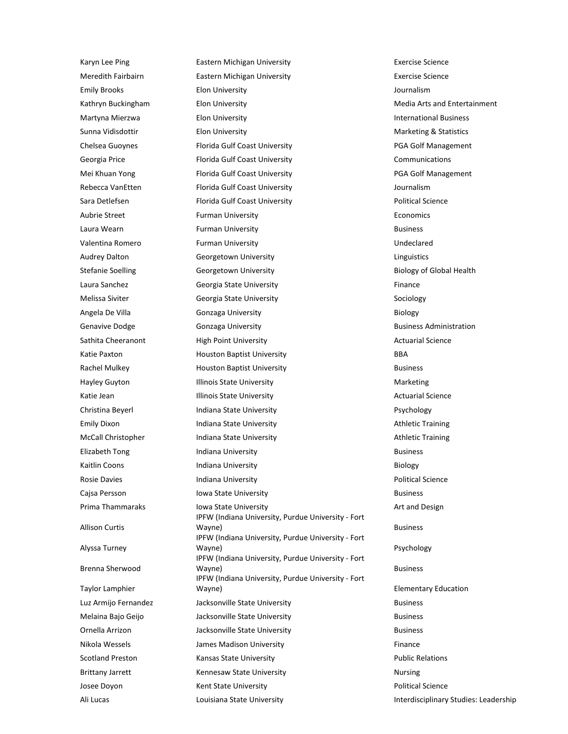| | | |
|---|---|---|
| Karyn Lee Ping | Eastern Michigan University | Exercise Science |
| Meredith Fairbairn | Eastern Michigan University | Exercise Science |
| Emily Brooks | Elon University | Journalism |
| Kathryn Buckingham | Elon University | Media Arts and Entertainment |
| Martyna Mierzwa | Elon University | International Business |
| Sunna Vidisdottir | Elon University | Marketing & Statistics |
| Chelsea Guoynes | Florida Gulf Coast University | PGA Golf Management |
| Georgia Price | Florida Gulf Coast University | Communications |
| Mei Khuan Yong | Florida Gulf Coast University | PGA Golf Management |
| Rebecca VanEtten | Florida Gulf Coast University | Journalism |
| Sara Detlefsen | Florida Gulf Coast University | Political Science |
| Aubrie Street | Furman University | Economics |
| Laura Wearn | Furman University | Business |
| Valentina Romero | Furman University | Undeclared |
| Audrey Dalton | Georgetown University | Linguistics |
| Stefanie Soelling | Georgetown University | Biology of Global Health |
| Laura Sanchez | Georgia State University | Finance |
| Melissa Siviter | Georgia State University | Sociology |
| Angela De Villa | Gonzaga University | Biology |
| Genavive Dodge | Gonzaga University | Business Administration |
| Sathita Cheeranont | High Point University | Actuarial Science |
| Katie Paxton | Houston Baptist University | BBA |
| Rachel Mulkey | Houston Baptist University | Business |
| Hayley Guyton | Illinois State University | Marketing |
| Katie Jean | Illinois State University | Actuarial Science |
| Christina Beyerl | Indiana State University | Psychology |
| Emily Dixon | Indiana State University | Athletic Training |
| McCall Christopher | Indiana State University | Athletic Training |
| Elizabeth Tong | Indiana University | Business |
| Kaitlin Coons | Indiana University | Biology |
| Rosie Davies | Indiana University | Political Science |
| Cajsa Persson | Iowa State University | Business |
| Prima Thammaraks | Iowa State University | Art and Design |
| Allison Curtis | IPFW (Indiana University, Purdue University - Fort Wayne) | Business |
| Alyssa Turney | IPFW (Indiana University, Purdue University - Fort Wayne) | Psychology |
| Brenna Sherwood | IPFW (Indiana University, Purdue University - Fort Wayne) | Business |
| Taylor Lamphier | IPFW (Indiana University, Purdue University - Fort Wayne) | Elementary Education |
| Luz Armijo Fernandez | Jacksonville State University | Business |
| Melaina Bajo Geijo | Jacksonville State University | Business |
| Ornella Arrizon | Jacksonville State University | Business |
| Nikola Wessels | James Madison University | Finance |
| Scotland Preston | Kansas State University | Public Relations |
| Brittany Jarrett | Kennesaw State University | Nursing |
| Josee Doyon | Kent State University | Political Science |
| Ali Lucas | Louisiana State University | Interdisciplinary Studies: Leadership |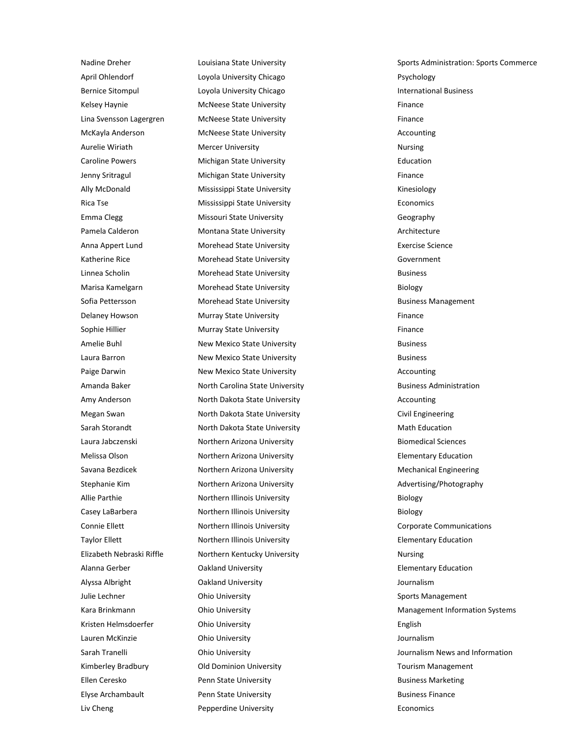| | | |
|---|---|---|
| Nadine Dreher | Louisiana State University | Sports Administration: Sports Commerce |
| April Ohlendorf | Loyola University Chicago | Psychology |
| Bernice Sitompul | Loyola University Chicago | International Business |
| Kelsey Haynie | McNeese State University | Finance |
| Lina Svensson Lagergren | McNeese State University | Finance |
| McKayla Anderson | McNeese State University | Accounting |
| Aurelie Wiriath | Mercer University | Nursing |
| Caroline Powers | Michigan State University | Education |
| Jenny Sritragul | Michigan State University | Finance |
| Ally McDonald | Mississippi State University | Kinesiology |
| Rica Tse | Mississippi State University | Economics |
| Emma Clegg | Missouri State University | Geography |
| Pamela Calderon | Montana State University | Architecture |
| Anna Appert Lund | Morehead State University | Exercise Science |
| Katherine Rice | Morehead State University | Government |
| Linnea Scholin | Morehead State University | Business |
| Marisa Kamelgarn | Morehead State University | Biology |
| Sofia Pettersson | Morehead State University | Business Management |
| Delaney Howson | Murray State University | Finance |
| Sophie Hillier | Murray State University | Finance |
| Amelie Buhl | New Mexico State University | Business |
| Laura Barron | New Mexico State University | Business |
| Paige Darwin | New Mexico State University | Accounting |
| Amanda Baker | North Carolina State University | Business Administration |
| Amy Anderson | North Dakota State University | Accounting |
| Megan Swan | North Dakota State University | Civil Engineering |
| Sarah Storandt | North Dakota State University | Math Education |
| Laura Jabczenski | Northern Arizona University | Biomedical Sciences |
| Melissa Olson | Northern Arizona University | Elementary Education |
| Savana Bezdicek | Northern Arizona University | Mechanical Engineering |
| Stephanie Kim | Northern Arizona University | Advertising/Photography |
| Allie Parthie | Northern Illinois University | Biology |
| Casey LaBarbera | Northern Illinois University | Biology |
| Connie Ellett | Northern Illinois University | Corporate Communications |
| Taylor Ellett | Northern Illinois University | Elementary Education |
| Elizabeth Nebraski Riffle | Northern Kentucky University | Nursing |
| Alanna Gerber | Oakland University | Elementary Education |
| Alyssa Albright | Oakland University | Journalism |
| Julie Lechner | Ohio University | Sports Management |
| Kara Brinkmann | Ohio University | Management Information Systems |
| Kristen Helmsdoerfer | Ohio University | English |
| Lauren McKinzie | Ohio University | Journalism |
| Sarah Tranelli | Ohio University | Journalism News and Information |
| Kimberley Bradbury | Old Dominion University | Tourism Management |
| Ellen Ceresko | Penn State University | Business Marketing |
| Elyse Archambault | Penn State University | Business Finance |
| Liv Cheng | Pepperdine University | Economics |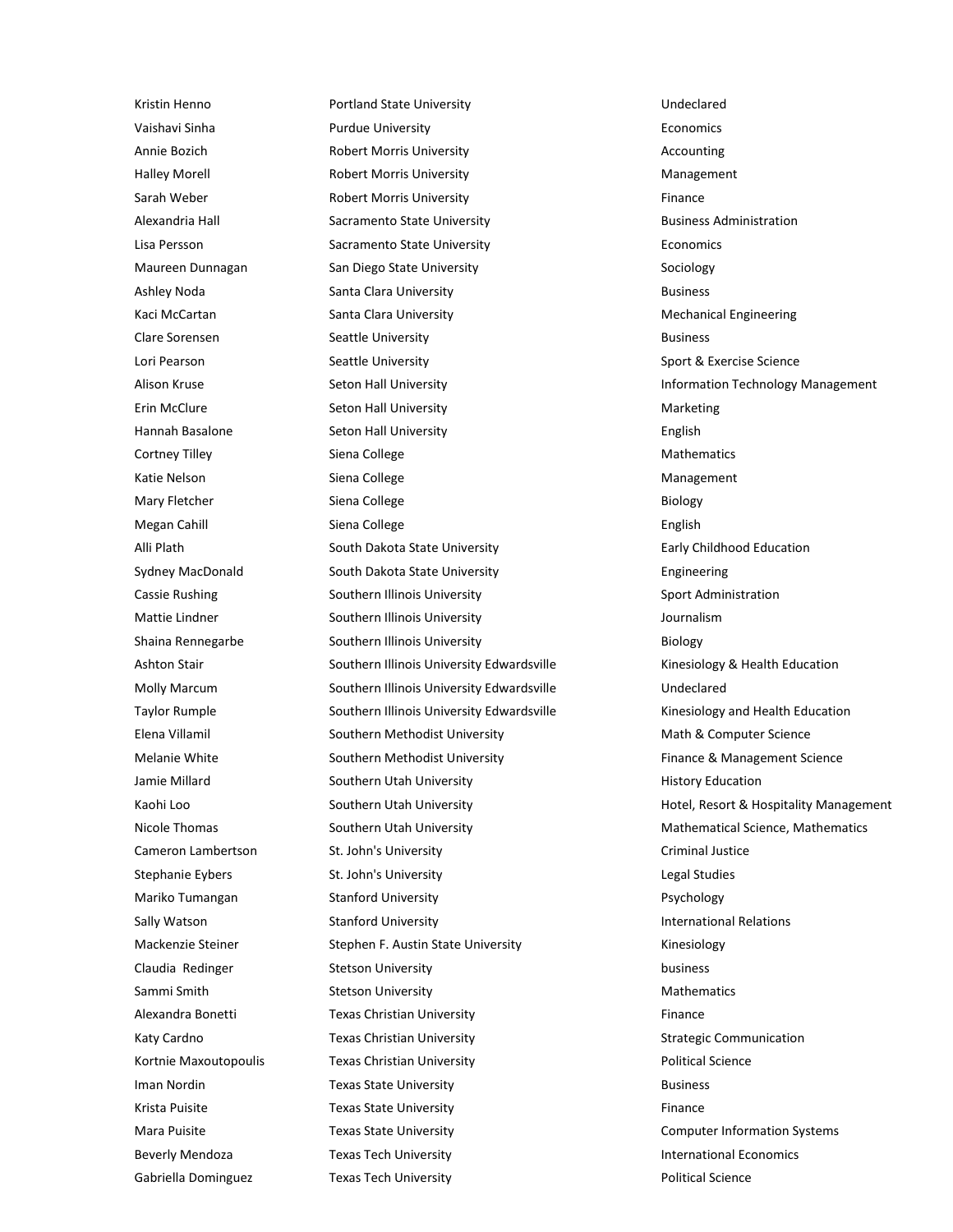| | | |
|---|---|---|
| Kristin Henno | Portland State University | Undeclared |
| Vaishavi Sinha | Purdue University | Economics |
| Annie Bozich | Robert Morris University | Accounting |
| Halley Morell | Robert Morris University | Management |
| Sarah Weber | Robert Morris University | Finance |
| Alexandria Hall | Sacramento State University | Business Administration |
| Lisa Persson | Sacramento State University | Economics |
| Maureen Dunnagan | San Diego State University | Sociology |
| Ashley Noda | Santa Clara University | Business |
| Kaci McCartan | Santa Clara University | Mechanical Engineering |
| Clare Sorensen | Seattle University | Business |
| Lori Pearson | Seattle University | Sport & Exercise Science |
| Alison Kruse | Seton Hall University | Information Technology Management |
| Erin McClure | Seton Hall University | Marketing |
| Hannah Basalone | Seton Hall University | English |
| Cortney Tilley | Siena College | Mathematics |
| Katie Nelson | Siena College | Management |
| Mary Fletcher | Siena College | Biology |
| Megan Cahill | Siena College | English |
| Alli Plath | South Dakota State University | Early Childhood Education |
| Sydney MacDonald | South Dakota State University | Engineering |
| Cassie Rushing | Southern Illinois University | Sport Administration |
| Mattie Lindner | Southern Illinois University | Journalism |
| Shaina Rennegarbe | Southern Illinois University | Biology |
| Ashton Stair | Southern Illinois University Edwardsville | Kinesiology & Health Education |
| Molly Marcum | Southern Illinois University Edwardsville | Undeclared |
| Taylor Rumple | Southern Illinois University Edwardsville | Kinesiology and Health Education |
| Elena Villamil | Southern Methodist University | Math & Computer Science |
| Melanie White | Southern Methodist University | Finance & Management Science |
| Jamie Millard | Southern Utah University | History Education |
| Kaohi Loo | Southern Utah University | Hotel, Resort & Hospitality Management |
| Nicole Thomas | Southern Utah University | Mathematical Science, Mathematics |
| Cameron Lambertson | St. John's University | Criminal Justice |
| Stephanie Eybers | St. John's University | Legal Studies |
| Mariko Tumangan | Stanford University | Psychology |
| Sally Watson | Stanford University | International Relations |
| Mackenzie Steiner | Stephen F. Austin State University | Kinesiology |
| Claudia Redinger | Stetson University | business |
| Sammi Smith | Stetson University | Mathematics |
| Alexandra Bonetti | Texas Christian University | Finance |
| Katy Cardno | Texas Christian University | Strategic Communication |
| Kortnie Maxoutopoulis | Texas Christian University | Political Science |
| Iman Nordin | Texas State University | Business |
| Krista Puisite | Texas State University | Finance |
| Mara Puisite | Texas State University | Computer Information Systems |
| Beverly Mendoza | Texas Tech University | International Economics |
| Gabriella Dominguez | Texas Tech University | Political Science |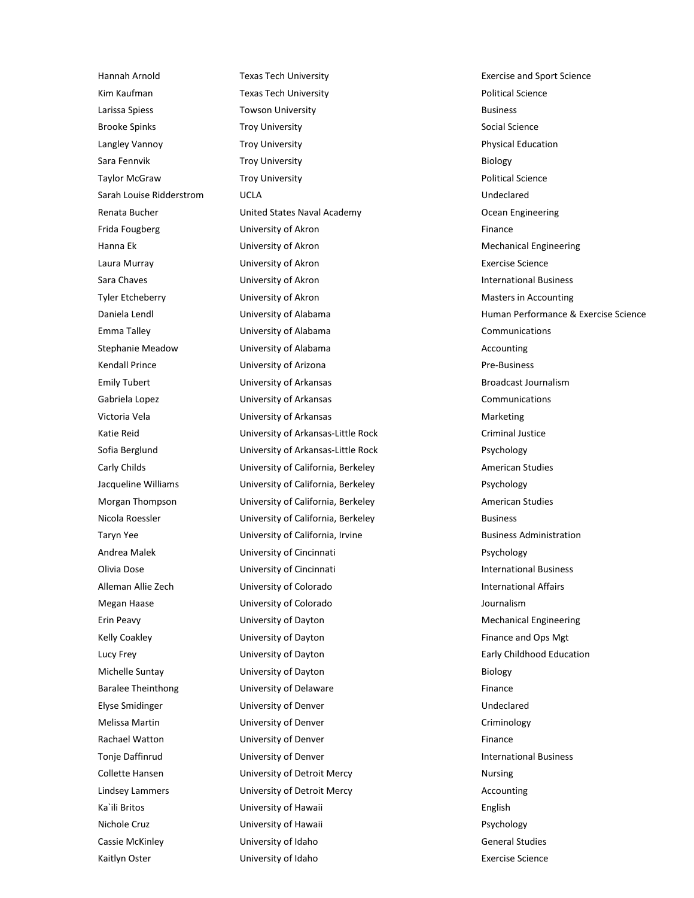| | | |
|---|---|---|
| Hannah Arnold | Texas Tech University | Exercise and Sport Science |
| Kim Kaufman | Texas Tech University | Political Science |
| Larissa Spiess | Towson University | Business |
| Brooke Spinks | Troy University | Social Science |
| Langley Vannoy | Troy University | Physical Education |
| Sara Fennvik | Troy University | Biology |
| Taylor McGraw | Troy University | Political Science |
| Sarah Louise Ridderstrom | UCLA | Undeclared |
| Renata Bucher | United States Naval Academy | Ocean Engineering |
| Frida Fougberg | University of Akron | Finance |
| Hanna Ek | University of Akron | Mechanical Engineering |
| Laura Murray | University of Akron | Exercise Science |
| Sara Chaves | University of Akron | International Business |
| Tyler Etcheberry | University of Akron | Masters in Accounting |
| Daniela Lendl | University of Alabama | Human Performance & Exercise Science |
| Emma Talley | University of Alabama | Communications |
| Stephanie Meadow | University of Alabama | Accounting |
| Kendall Prince | University of Arizona | Pre-Business |
| Emily Tubert | University of Arkansas | Broadcast Journalism |
| Gabriela Lopez | University of Arkansas | Communications |
| Victoria Vela | University of Arkansas | Marketing |
| Katie Reid | University of Arkansas-Little Rock | Criminal Justice |
| Sofia Berglund | University of Arkansas-Little Rock | Psychology |
| Carly Childs | University of California, Berkeley | American Studies |
| Jacqueline Williams | University of California, Berkeley | Psychology |
| Morgan Thompson | University of California, Berkeley | American Studies |
| Nicola Roessler | University of California, Berkeley | Business |
| Taryn Yee | University of California, Irvine | Business Administration |
| Andrea Malek | University of Cincinnati | Psychology |
| Olivia Dose | University of Cincinnati | International Business |
| Alleman Allie Zech | University of Colorado | International Affairs |
| Megan Haase | University of Colorado | Journalism |
| Erin Peavy | University of Dayton | Mechanical Engineering |
| Kelly Coakley | University of Dayton | Finance and Ops Mgt |
| Lucy Frey | University of Dayton | Early Childhood Education |
| Michelle Suntay | University of Dayton | Biology |
| Baralee Theinthong | University of Delaware | Finance |
| Elyse Smidinger | University of Denver | Undeclared |
| Melissa Martin | University of Denver | Criminology |
| Rachael Watton | University of Denver | Finance |
| Tonje Daffinrud | University of Denver | International Business |
| Collette Hansen | University of Detroit Mercy | Nursing |
| Lindsey Lammers | University of Detroit Mercy | Accounting |
| Ka`ili Britos | University of Hawaii | English |
| Nichole Cruz | University of Hawaii | Psychology |
| Cassie McKinley | University of Idaho | General Studies |
| Kaitlyn Oster | University of Idaho | Exercise Science |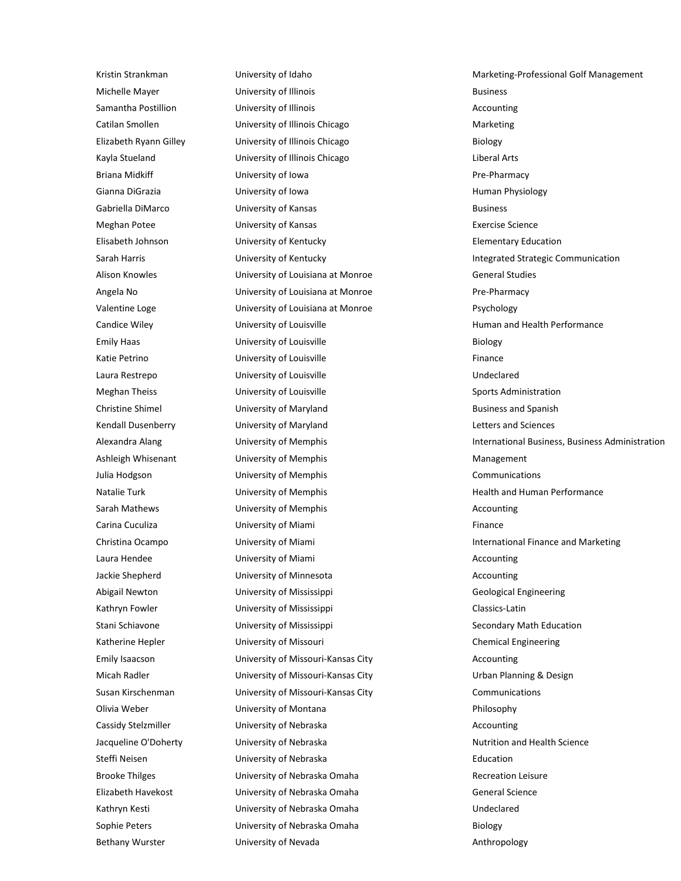| | | |
|---|---|---|
| Kristin Strankman | University of Idaho | Marketing-Professional Golf Management |
| Michelle Mayer | University of Illinois | Business |
| Samantha Postillion | University of Illinois | Accounting |
| Catilan Smollen | University of Illinois Chicago | Marketing |
| Elizabeth Ryann Gilley | University of Illinois Chicago | Biology |
| Kayla Stueland | University of Illinois Chicago | Liberal Arts |
| Briana Midkiff | University of Iowa | Pre-Pharmacy |
| Gianna DiGrazia | University of Iowa | Human Physiology |
| Gabriella DiMarco | University of Kansas | Business |
| Meghan Potee | University of Kansas | Exercise Science |
| Elisabeth Johnson | University of Kentucky | Elementary Education |
| Sarah Harris | University of Kentucky | Integrated Strategic Communication |
| Alison Knowles | University of Louisiana at Monroe | General Studies |
| Angela No | University of Louisiana at Monroe | Pre-Pharmacy |
| Valentine Loge | University of Louisiana at Monroe | Psychology |
| Candice Wiley | University of Louisville | Human and Health Performance |
| Emily Haas | University of Louisville | Biology |
| Katie Petrino | University of Louisville | Finance |
| Laura Restrepo | University of Louisville | Undeclared |
| Meghan Theiss | University of Louisville | Sports Administration |
| Christine Shimel | University of Maryland | Business and Spanish |
| Kendall Dusenberry | University of Maryland | Letters and Sciences |
| Alexandra Alang | University of Memphis | International Business, Business Administration |
| Ashleigh Whisenant | University of Memphis | Management |
| Julia Hodgson | University of Memphis | Communications |
| Natalie Turk | University of Memphis | Health and Human Performance |
| Sarah Mathews | University of Memphis | Accounting |
| Carina Cuculiza | University of Miami | Finance |
| Christina Ocampo | University of Miami | International Finance and Marketing |
| Laura Hendee | University of Miami | Accounting |
| Jackie Shepherd | University of Minnesota | Accounting |
| Abigail Newton | University of Mississippi | Geological Engineering |
| Kathryn Fowler | University of Mississippi | Classics-Latin |
| Stani Schiavone | University of Mississippi | Secondary Math Education |
| Katherine Hepler | University of Missouri | Chemical Engineering |
| Emily Isaacson | University of Missouri-Kansas City | Accounting |
| Micah Radler | University of Missouri-Kansas City | Urban Planning & Design |
| Susan Kirschenman | University of Missouri-Kansas City | Communications |
| Olivia Weber | University of Montana | Philosophy |
| Cassidy Stelzmiller | University of Nebraska | Accounting |
| Jacqueline O'Doherty | University of Nebraska | Nutrition and Health Science |
| Steffi Neisen | University of Nebraska | Education |
| Brooke Thilges | University of Nebraska Omaha | Recreation Leisure |
| Elizabeth Havekost | University of Nebraska Omaha | General Science |
| Kathryn Kesti | University of Nebraska Omaha | Undeclared |
| Sophie Peters | University of Nebraska Omaha | Biology |
| Bethany Wurster | University of Nevada | Anthropology |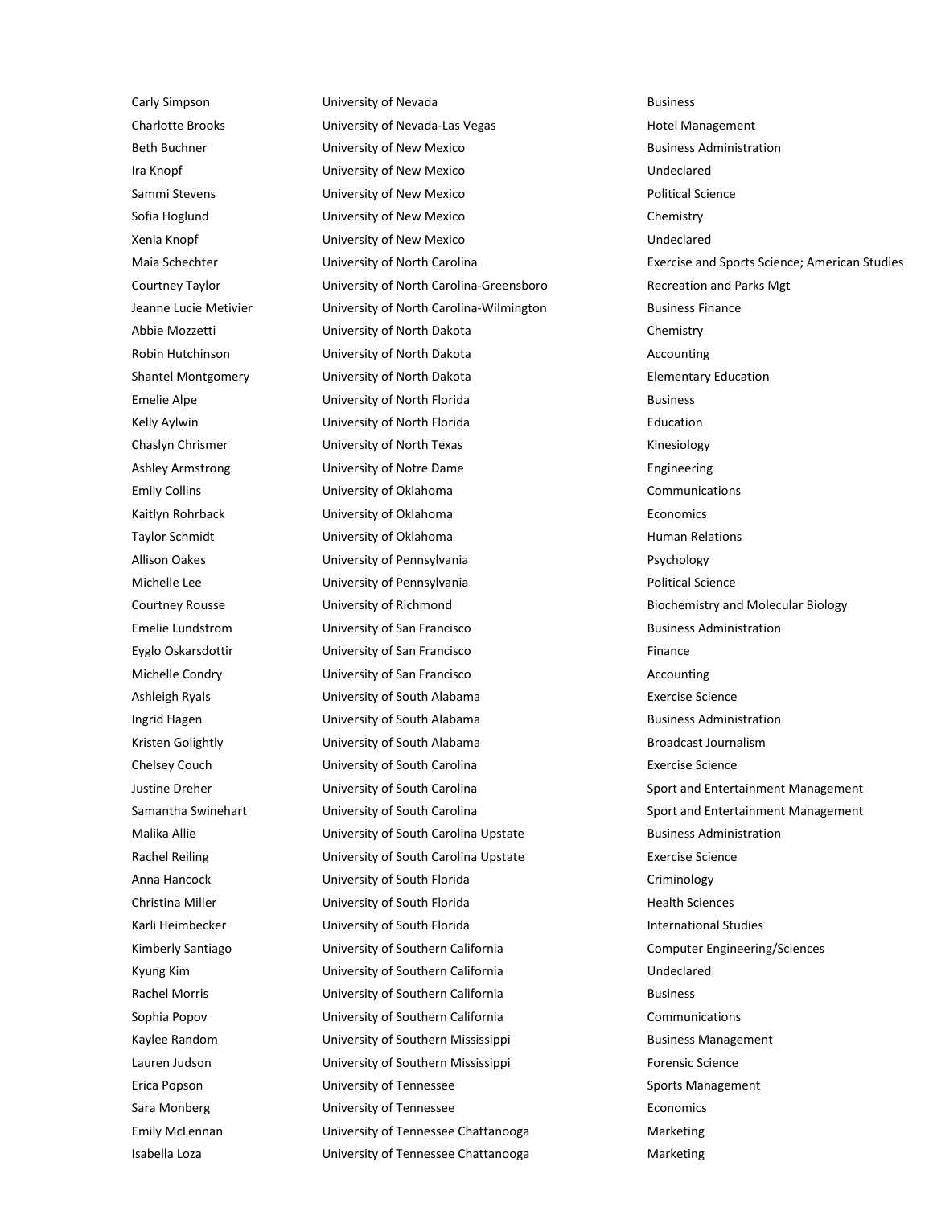| | | |
|---|---|---|
| Carly Simpson | University of Nevada | Business |
| Charlotte Brooks | University of Nevada-Las Vegas | Hotel Management |
| Beth Buchner | University of New Mexico | Business Administration |
| Ira Knopf | University of New Mexico | Undeclared |
| Sammi Stevens | University of New Mexico | Political Science |
| Sofia Hoglund | University of New Mexico | Chemistry |
| Xenia Knopf | University of New Mexico | Undeclared |
| Maia Schechter | University of North Carolina | Exercise and Sports Science; American Studies |
| Courtney Taylor | University of North Carolina-Greensboro | Recreation and Parks Mgt |
| Jeanne Lucie Metivier | University of North Carolina-Wilmington | Business Finance |
| Abbie Mozzetti | University of North Dakota | Chemistry |
| Robin Hutchinson | University of North Dakota | Accounting |
| Shantel Montgomery | University of North Dakota | Elementary Education |
| Emelie Alpe | University of North Florida | Business |
| Kelly Aylwin | University of North Florida | Education |
| Chaslyn Chrismer | University of North Texas | Kinesiology |
| Ashley Armstrong | University of Notre Dame | Engineering |
| Emily Collins | University of Oklahoma | Communications |
| Kaitlyn Rohrback | University of Oklahoma | Economics |
| Taylor Schmidt | University of Oklahoma | Human Relations |
| Allison Oakes | University of Pennsylvania | Psychology |
| Michelle Lee | University of Pennsylvania | Political Science |
| Courtney Rousse | University of Richmond | Biochemistry and Molecular Biology |
| Emelie Lundstrom | University of San Francisco | Business Administration |
| Eyglo Oskarsdottir | University of San Francisco | Finance |
| Michelle Condry | University of San Francisco | Accounting |
| Ashleigh Ryals | University of South Alabama | Exercise Science |
| Ingrid Hagen | University of South Alabama | Business Administration |
| Kristen Golightly | University of South Alabama | Broadcast Journalism |
| Chelsey Couch | University of South Carolina | Exercise Science |
| Justine Dreher | University of South Carolina | Sport and Entertainment Management |
| Samantha Swinehart | University of South Carolina | Sport and Entertainment Management |
| Malika Allie | University of South Carolina Upstate | Business Administration |
| Rachel Reiling | University of South Carolina Upstate | Exercise Science |
| Anna Hancock | University of South Florida | Criminology |
| Christina Miller | University of South Florida | Health Sciences |
| Karli Heimbecker | University of South Florida | International Studies |
| Kimberly Santiago | University of Southern California | Computer Engineering/Sciences |
| Kyung Kim | University of Southern California | Undeclared |
| Rachel Morris | University of Southern California | Business |
| Sophia Popov | University of Southern California | Communications |
| Kaylee Random | University of Southern Mississippi | Business Management |
| Lauren Judson | University of Southern Mississippi | Forensic Science |
| Erica Popson | University of Tennessee | Sports Management |
| Sara Monberg | University of Tennessee | Economics |
| Emily McLennan | University of Tennessee Chattanooga | Marketing |
| Isabella Loza | University of Tennessee Chattanooga | Marketing |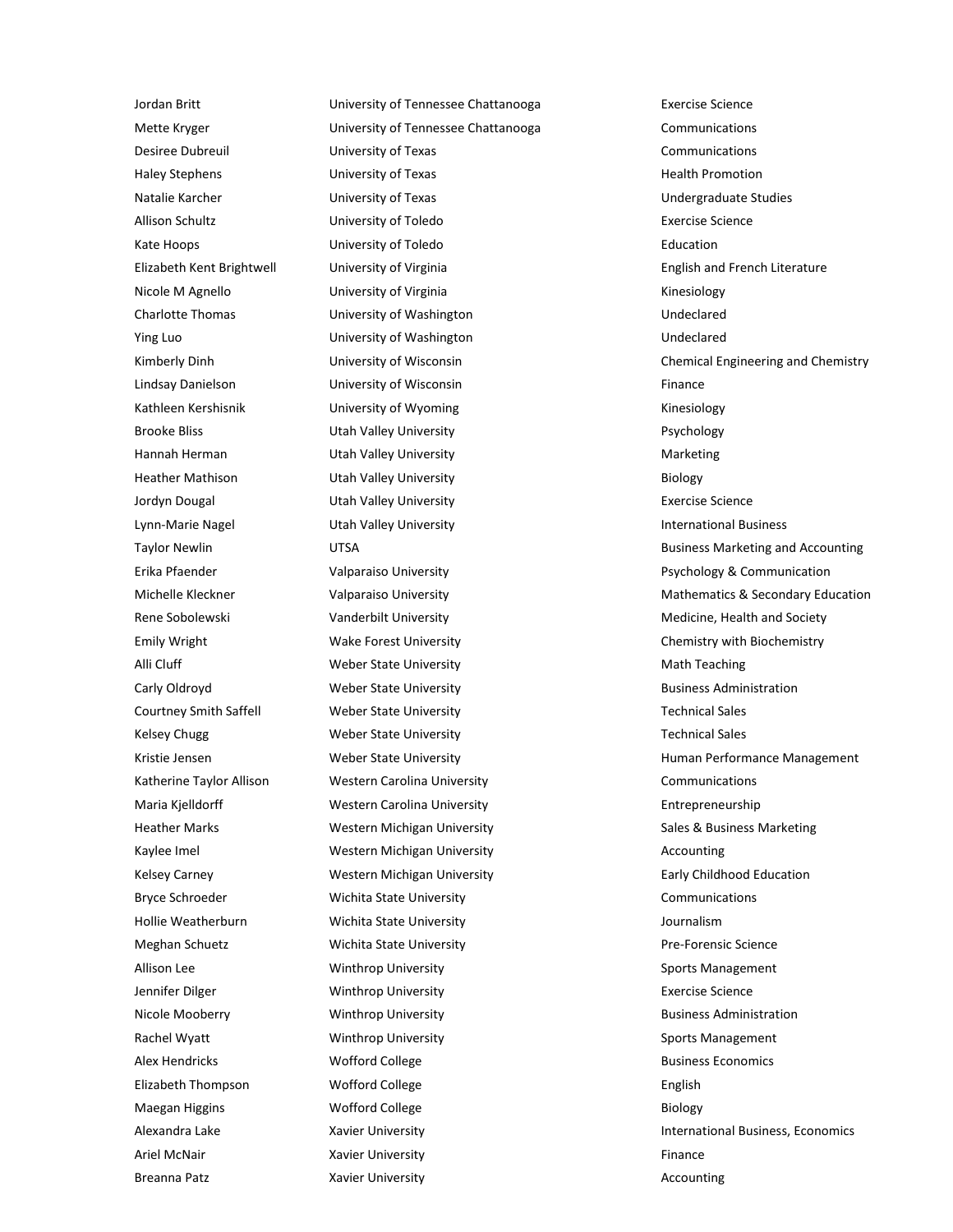| | | |
|---|---|---|
| Jordan Britt | University of Tennessee Chattanooga | Exercise Science |
| Mette Kryger | University of Tennessee Chattanooga | Communications |
| Desiree Dubreuil | University of Texas | Communications |
| Haley Stephens | University of Texas | Health Promotion |
| Natalie Karcher | University of Texas | Undergraduate Studies |
| Allison Schultz | University of Toledo | Exercise Science |
| Kate Hoops | University of Toledo | Education |
| Elizabeth Kent Brightwell | University of Virginia | English and French Literature |
| Nicole M Agnello | University of Virginia | Kinesiology |
| Charlotte Thomas | University of Washington | Undeclared |
| Ying Luo | University of Washington | Undeclared |
| Kimberly Dinh | University of Wisconsin | Chemical Engineering and Chemistry |
| Lindsay Danielson | University of Wisconsin | Finance |
| Kathleen Kershisnik | University of Wyoming | Kinesiology |
| Brooke Bliss | Utah Valley University | Psychology |
| Hannah Herman | Utah Valley University | Marketing |
| Heather Mathison | Utah Valley University | Biology |
| Jordyn Dougal | Utah Valley University | Exercise Science |
| Lynn-Marie Nagel | Utah Valley University | International Business |
| Taylor Newlin | UTSA | Business Marketing and Accounting |
| Erika Pfaender | Valparaiso University | Psychology & Communication |
| Michelle Kleckner | Valparaiso University | Mathematics & Secondary Education |
| Rene Sobolewski | Vanderbilt University | Medicine, Health and Society |
| Emily Wright | Wake Forest University | Chemistry with Biochemistry |
| Alli Cluff | Weber State University | Math Teaching |
| Carly Oldroyd | Weber State University | Business Administration |
| Courtney Smith Saffell | Weber State University | Technical Sales |
| Kelsey Chugg | Weber State University | Technical Sales |
| Kristie Jensen | Weber State University | Human Performance Management |
| Katherine Taylor Allison | Western Carolina University | Communications |
| Maria Kjelldorff | Western Carolina University | Entrepreneurship |
| Heather Marks | Western Michigan University | Sales & Business Marketing |
| Kaylee Imel | Western Michigan University | Accounting |
| Kelsey Carney | Western Michigan University | Early Childhood Education |
| Bryce Schroeder | Wichita State University | Communications |
| Hollie Weatherburn | Wichita State University | Journalism |
| Meghan Schuetz | Wichita State University | Pre-Forensic Science |
| Allison Lee | Winthrop University | Sports Management |
| Jennifer Dilger | Winthrop University | Exercise Science |
| Nicole Mooberry | Winthrop University | Business Administration |
| Rachel Wyatt | Winthrop University | Sports Management |
| Alex Hendricks | Wofford College | Business Economics |
| Elizabeth Thompson | Wofford College | English |
| Maegan Higgins | Wofford College | Biology |
| Alexandra Lake | Xavier University | International Business, Economics |
| Ariel McNair | Xavier University | Finance |
| Breanna Patz | Xavier University | Accounting |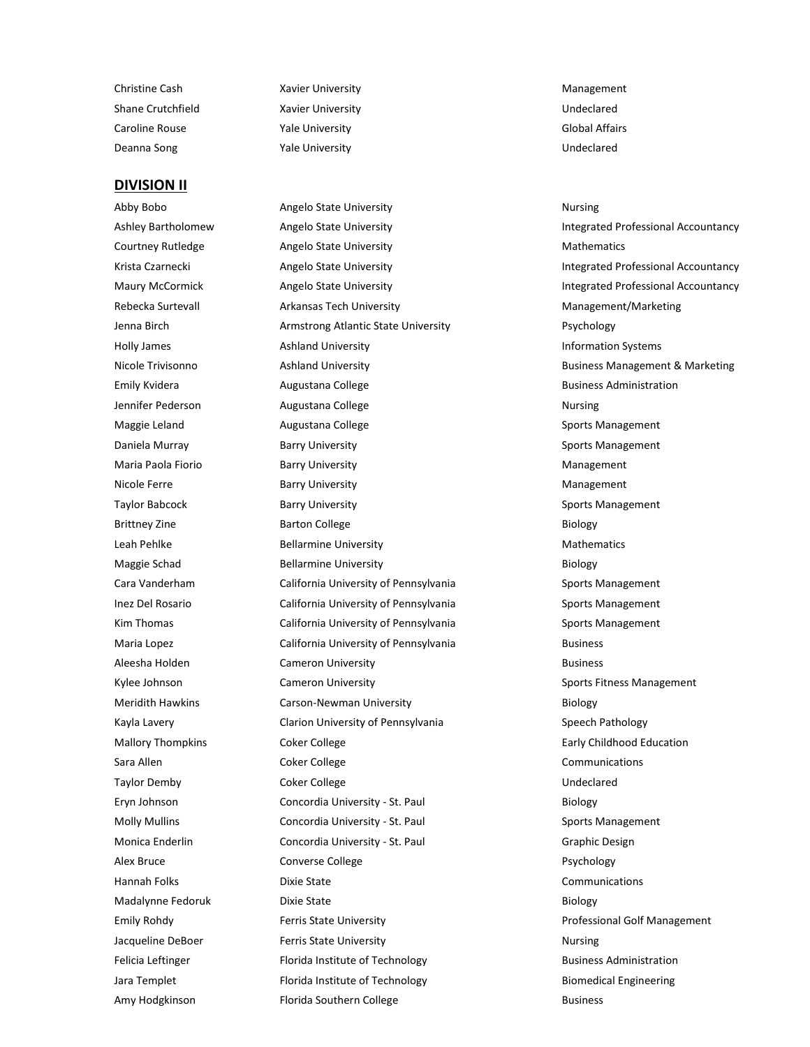| | | |
|---|---|---|
| Christine Cash | Xavier University | Management |
| Shane Crutchfield | Xavier University | Undeclared |
| Caroline Rouse | Yale University | Global Affairs |
| Deanna Song | Yale University | Undeclared |

## DIVISION II

| | | |
|---|---|---|
| Abby Bobo | Angelo State University | Nursing |
| Ashley Bartholomew | Angelo State University | Integrated Professional Accountancy |
| Courtney Rutledge | Angelo State University | Mathematics |
| Krista Czarnecki | Angelo State University | Integrated Professional Accountancy |
| Maury McCormick | Angelo State University | Integrated Professional Accountancy |
| Rebecka Surtevall | Arkansas Tech University | Management/Marketing |
| Jenna Birch | Armstrong Atlantic State University | Psychology |
| Holly James | Ashland University | Information Systems |
| Nicole Trivisonno | Ashland University | Business Management & Marketing |
| Emily Kvidera | Augustana College | Business Administration |
| Jennifer Pederson | Augustana College | Nursing |
| Maggie Leland | Augustana College | Sports Management |
| Daniela Murray | Barry University | Sports Management |
| Maria Paola Fiorio | Barry University | Management |
| Nicole Ferre | Barry University | Management |
| Taylor Babcock | Barry University | Sports Management |
| Brittney Zine | Barton College | Biology |
| Leah Pehlke | Bellarmine University | Mathematics |
| Maggie Schad | Bellarmine University | Biology |
| Cara Vanderham | California University of Pennsylvania | Sports Management |
| Inez Del Rosario | California University of Pennsylvania | Sports Management |
| Kim Thomas | California University of Pennsylvania | Sports Management |
| Maria Lopez | California University of Pennsylvania | Business |
| Aleesha Holden | Cameron University | Business |
| Kylee Johnson | Cameron University | Sports Fitness Management |
| Meridith Hawkins | Carson-Newman University | Biology |
| Kayla Lavery | Clarion University of Pennsylvania | Speech Pathology |
| Mallory Thompkins | Coker College | Early Childhood Education |
| Sara Allen | Coker College | Communications |
| Taylor Demby | Coker College | Undeclared |
| Eryn Johnson | Concordia University - St. Paul | Biology |
| Molly Mullins | Concordia University - St. Paul | Sports Management |
| Monica Enderlin | Concordia University - St. Paul | Graphic Design |
| Alex Bruce | Converse College | Psychology |
| Hannah Folks | Dixie State | Communications |
| Madalynne Fedoruk | Dixie State | Biology |
| Emily Rohdy | Ferris State University | Professional Golf Management |
| Jacqueline DeBoer | Ferris State University | Nursing |
| Felicia Leftinger | Florida Institute of Technology | Business Administration |
| Jara Templet | Florida Institute of Technology | Biomedical Engineering |
| Amy Hodgkinson | Florida Southern College | Business |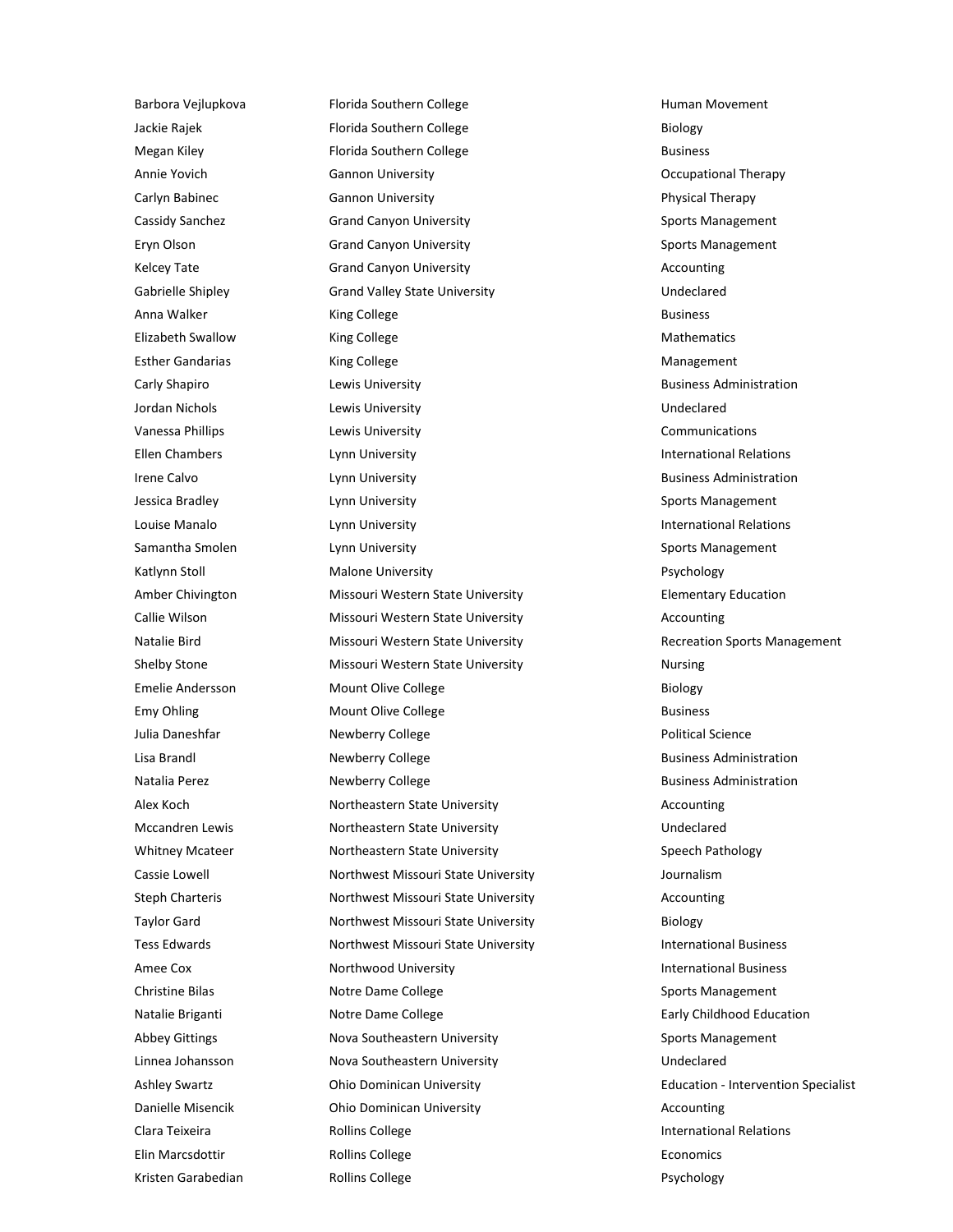| | | |
|---|---|---|
| Barbora Vejlupkova | Florida Southern College | Human Movement |
| Jackie Rajek | Florida Southern College | Biology |
| Megan Kiley | Florida Southern College | Business |
| Annie Yovich | Gannon University | Occupational Therapy |
| Carlyn Babinec | Gannon University | Physical Therapy |
| Cassidy Sanchez | Grand Canyon University | Sports Management |
| Eryn Olson | Grand Canyon University | Sports Management |
| Kelcey Tate | Grand Canyon University | Accounting |
| Gabrielle Shipley | Grand Valley State University | Undeclared |
| Anna Walker | King College | Business |
| Elizabeth Swallow | King College | Mathematics |
| Esther Gandarias | King College | Management |
| Carly Shapiro | Lewis University | Business Administration |
| Jordan Nichols | Lewis University | Undeclared |
| Vanessa Phillips | Lewis University | Communications |
| Ellen Chambers | Lynn University | International Relations |
| Irene Calvo | Lynn University | Business Administration |
| Jessica Bradley | Lynn University | Sports Management |
| Louise Manalo | Lynn University | International Relations |
| Samantha Smolen | Lynn University | Sports Management |
| Katlynn Stoll | Malone University | Psychology |
| Amber Chivington | Missouri Western State University | Elementary Education |
| Callie Wilson | Missouri Western State University | Accounting |
| Natalie Bird | Missouri Western State University | Recreation Sports Management |
| Shelby Stone | Missouri Western State University | Nursing |
| Emelie Andersson | Mount Olive College | Biology |
| Emy Ohling | Mount Olive College | Business |
| Julia Daneshfar | Newberry College | Political Science |
| Lisa Brandl | Newberry College | Business Administration |
| Natalia Perez | Newberry College | Business Administration |
| Alex Koch | Northeastern State University | Accounting |
| Mccandren Lewis | Northeastern State University | Undeclared |
| Whitney Mcateer | Northeastern State University | Speech Pathology |
| Cassie Lowell | Northwest Missouri State University | Journalism |
| Steph Charteris | Northwest Missouri State University | Accounting |
| Taylor Gard | Northwest Missouri State University | Biology |
| Tess Edwards | Northwest Missouri State University | International Business |
| Amee Cox | Northwood University | International Business |
| Christine Bilas | Notre Dame College | Sports Management |
| Natalie Briganti | Notre Dame College | Early Childhood Education |
| Abbey Gittings | Nova Southeastern University | Sports Management |
| Linnea Johansson | Nova Southeastern University | Undeclared |
| Ashley Swartz | Ohio Dominican University | Education - Intervention Specialist |
| Danielle Misencik | Ohio Dominican University | Accounting |
| Clara Teixeira | Rollins College | International Relations |
| Elin Marcsdottir | Rollins College | Economics |
| Kristen Garabedian | Rollins College | Psychology |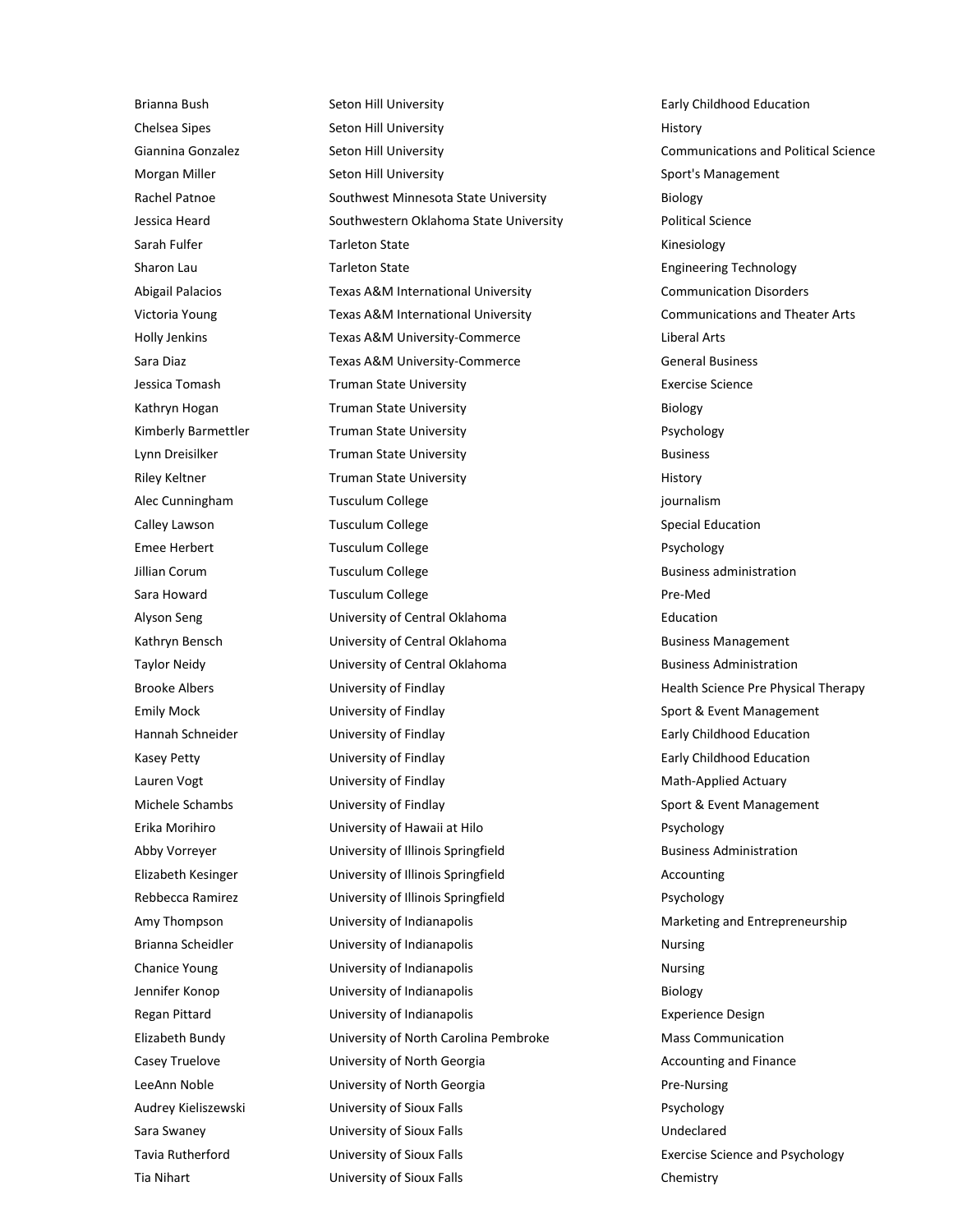| | | |
|---|---|---|
| Brianna Bush | Seton Hill University | Early Childhood Education |
| Chelsea Sipes | Seton Hill University | History |
| Giannina Gonzalez | Seton Hill University | Communications and Political Science |
| Morgan Miller | Seton Hill University | Sport's Management |
| Rachel Patnoe | Southwest Minnesota State University | Biology |
| Jessica Heard | Southwestern Oklahoma State University | Political Science |
| Sarah Fulfer | Tarleton State | Kinesiology |
| Sharon Lau | Tarleton State | Engineering Technology |
| Abigail Palacios | Texas A&M International University | Communication Disorders |
| Victoria Young | Texas A&M International University | Communications and Theater Arts |
| Holly Jenkins | Texas A&M University-Commerce | Liberal Arts |
| Sara Diaz | Texas A&M University-Commerce | General Business |
| Jessica Tomash | Truman State University | Exercise Science |
| Kathryn Hogan | Truman State University | Biology |
| Kimberly Barmettler | Truman State University | Psychology |
| Lynn Dreisilker | Truman State University | Business |
| Riley Keltner | Truman State University | History |
| Alec Cunningham | Tusculum College | journalism |
| Calley Lawson | Tusculum College | Special Education |
| Emee Herbert | Tusculum College | Psychology |
| Jillian Corum | Tusculum College | Business administration |
| Sara Howard | Tusculum College | Pre-Med |
| Alyson Seng | University of Central Oklahoma | Education |
| Kathryn Bensch | University of Central Oklahoma | Business Management |
| Taylor Neidy | University of Central Oklahoma | Business Administration |
| Brooke Albers | University of Findlay | Health Science Pre Physical Therapy |
| Emily Mock | University of Findlay | Sport & Event Management |
| Hannah Schneider | University of Findlay | Early Childhood Education |
| Kasey Petty | University of Findlay | Early Childhood Education |
| Lauren Vogt | University of Findlay | Math-Applied Actuary |
| Michele Schambs | University of Findlay | Sport & Event Management |
| Erika Morihiro | University of Hawaii at Hilo | Psychology |
| Abby Vorreyer | University of Illinois Springfield | Business Administration |
| Elizabeth Kesinger | University of Illinois Springfield | Accounting |
| Rebbecca Ramirez | University of Illinois Springfield | Psychology |
| Amy Thompson | University of Indianapolis | Marketing and Entrepreneurship |
| Brianna Scheidler | University of Indianapolis | Nursing |
| Chanice Young | University of Indianapolis | Nursing |
| Jennifer Konop | University of Indianapolis | Biology |
| Regan Pittard | University of Indianapolis | Experience Design |
| Elizabeth Bundy | University of North Carolina Pembroke | Mass Communication |
| Casey Truelove | University of North Georgia | Accounting and Finance |
| LeeAnn Noble | University of North Georgia | Pre-Nursing |
| Audrey Kieliszewski | University of Sioux Falls | Psychology |
| Sara Swaney | University of Sioux Falls | Undeclared |
| Tavia Rutherford | University of Sioux Falls | Exercise Science and Psychology |
| Tia Nihart | University of Sioux Falls | Chemistry |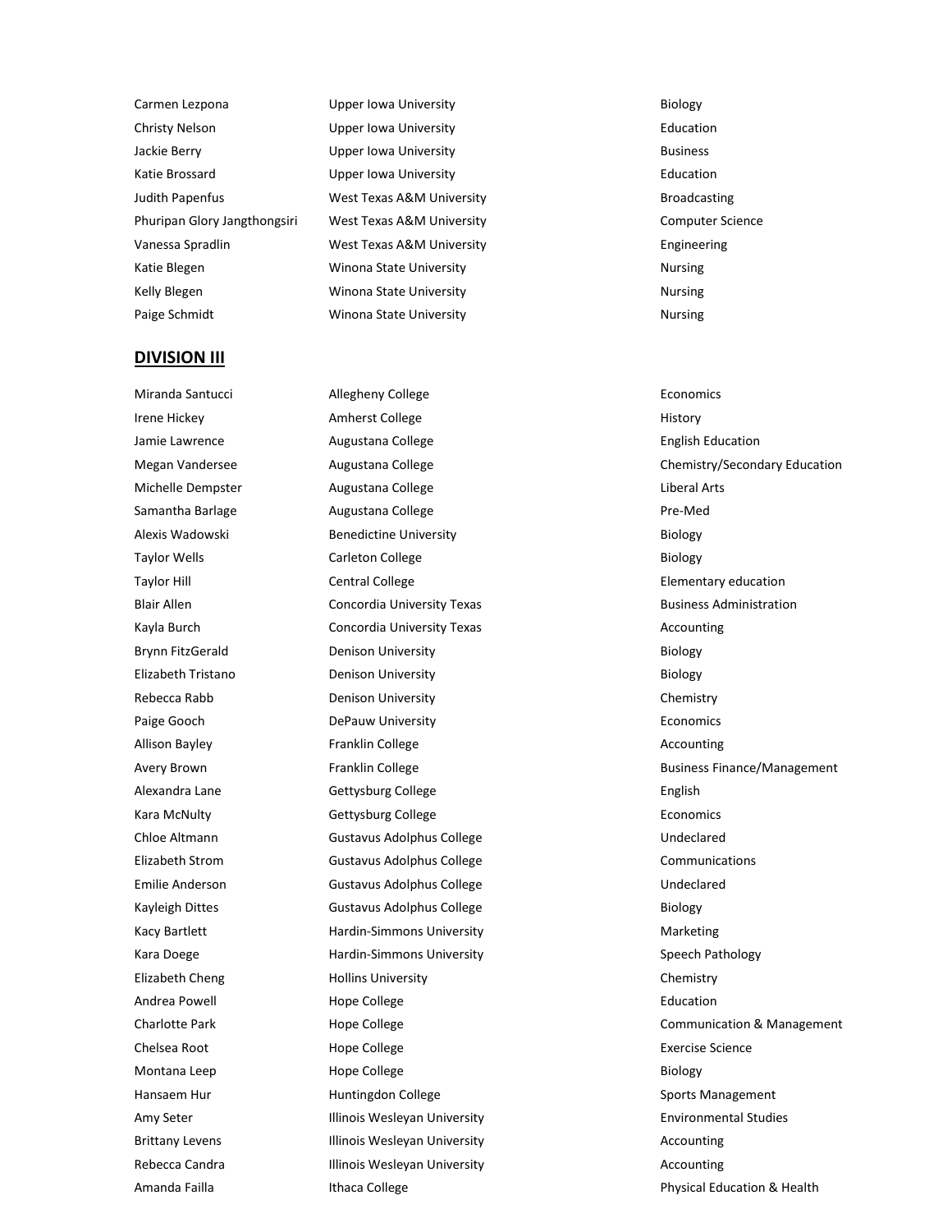| | | |
|---|---|---|
| Carmen Lezpona | Upper Iowa University | Biology |
| Christy Nelson | Upper Iowa University | Education |
| Jackie Berry | Upper Iowa University | Business |
| Katie Brossard | Upper Iowa University | Education |
| Judith Papenfus | West Texas A&M University | Broadcasting |
| Phuripan Glory Jangthongsiri | West Texas A&M University | Computer Science |
| Vanessa Spradlin | West Texas A&M University | Engineering |
| Katie Blegen | Winona State University | Nursing |
| Kelly Blegen | Winona State University | Nursing |
| Paige Schmidt | Winona State University | Nursing |

## DIVISION III

| | | |
|---|---|---|
| Miranda Santucci | Allegheny College | Economics |
| Irene Hickey | Amherst College | History |
| Jamie Lawrence | Augustana College | English Education |
| Megan Vandersee | Augustana College | Chemistry/Secondary Education |
| Michelle Dempster | Augustana College | Liberal Arts |
| Samantha Barlage | Augustana College | Pre-Med |
| Alexis Wadowski | Benedictine University | Biology |
| Taylor Wells | Carleton College | Biology |
| Taylor Hill | Central College | Elementary education |
| Blair Allen | Concordia University Texas | Business Administration |
| Kayla Burch | Concordia University Texas | Accounting |
| Brynn FitzGerald | Denison University | Biology |
| Elizabeth Tristano | Denison University | Biology |
| Rebecca Rabb | Denison University | Chemistry |
| Paige Gooch | DePauw University | Economics |
| Allison Bayley | Franklin College | Accounting |
| Avery Brown | Franklin College | Business Finance/Management |
| Alexandra Lane | Gettysburg College | English |
| Kara McNulty | Gettysburg College | Economics |
| Chloe Altmann | Gustavus Adolphus College | Undeclared |
| Elizabeth Strom | Gustavus Adolphus College | Communications |
| Emilie Anderson | Gustavus Adolphus College | Undeclared |
| Kayleigh Dittes | Gustavus Adolphus College | Biology |
| Kacy Bartlett | Hardin-Simmons University | Marketing |
| Kara Doege | Hardin-Simmons University | Speech Pathology |
| Elizabeth Cheng | Hollins University | Chemistry |
| Andrea Powell | Hope College | Education |
| Charlotte Park | Hope College | Communication & Management |
| Chelsea Root | Hope College | Exercise Science |
| Montana Leep | Hope College | Biology |
| Hansaem Hur | Huntingdon College | Sports Management |
| Amy Seter | Illinois Wesleyan University | Environmental Studies |
| Brittany Levens | Illinois Wesleyan University | Accounting |
| Rebecca Candra | Illinois Wesleyan University | Accounting |
| Amanda Failla | Ithaca College | Physical Education & Health |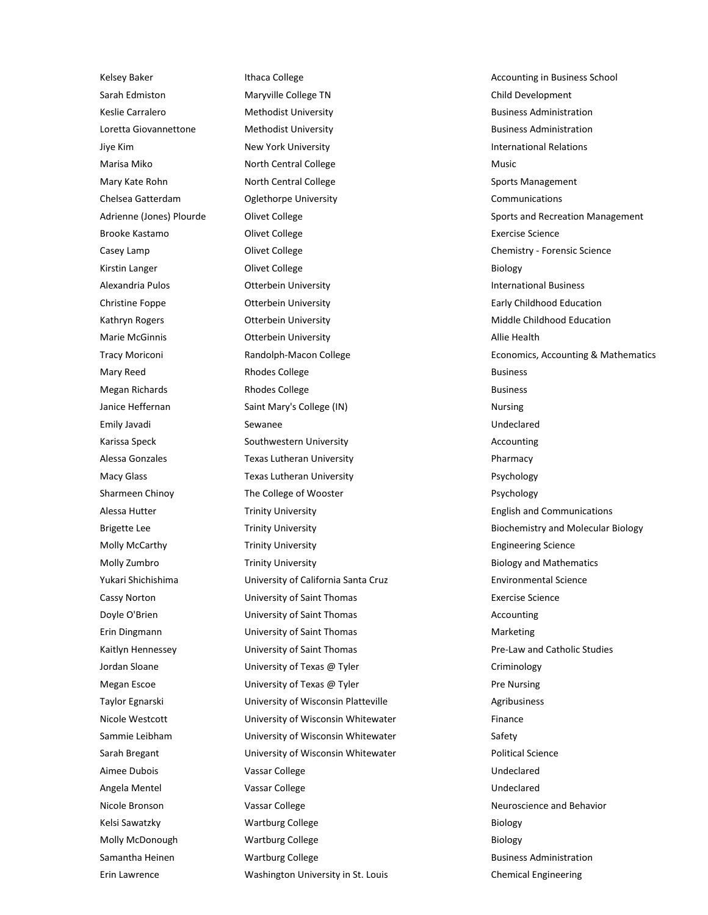| | | |
|---|---|---|
| Kelsey Baker | Ithaca College | Accounting in Business School |
| Sarah Edmiston | Maryville College TN | Child Development |
| Keslie Carralero | Methodist University | Business Administration |
| Loretta Giovannettone | Methodist University | Business Administration |
| Jiye Kim | New York University | International Relations |
| Marisa Miko | North Central College | Music |
| Mary Kate Rohn | North Central College | Sports Management |
| Chelsea Gatterdam | Oglethorpe University | Communications |
| Adrienne (Jones) Plourde | Olivet College | Sports and Recreation Management |
| Brooke Kastamo | Olivet College | Exercise Science |
| Casey Lamp | Olivet College | Chemistry - Forensic Science |
| Kirstin Langer | Olivet College | Biology |
| Alexandria Pulos | Otterbein University | International Business |
| Christine Foppe | Otterbein University | Early Childhood Education |
| Kathryn Rogers | Otterbein University | Middle Childhood Education |
| Marie McGinnis | Otterbein University | Allie Health |
| Tracy Moriconi | Randolph-Macon College | Economics, Accounting & Mathematics |
| Mary Reed | Rhodes College | Business |
| Megan Richards | Rhodes College | Business |
| Janice Heffernan | Saint Mary's College (IN) | Nursing |
| Emily Javadi | Sewanee | Undeclared |
| Karissa Speck | Southwestern University | Accounting |
| Alessa Gonzales | Texas Lutheran University | Pharmacy |
| Macy Glass | Texas Lutheran University | Psychology |
| Sharmeen Chinoy | The College of Wooster | Psychology |
| Alessa Hutter | Trinity University | English and Communications |
| Brigette Lee | Trinity University | Biochemistry and Molecular Biology |
| Molly McCarthy | Trinity University | Engineering Science |
| Molly Zumbro | Trinity University | Biology and Mathematics |
| Yukari Shichishima | University of California Santa Cruz | Environmental Science |
| Cassy Norton | University of Saint Thomas | Exercise Science |
| Doyle O'Brien | University of Saint Thomas | Accounting |
| Erin Dingmann | University of Saint Thomas | Marketing |
| Kaitlyn Hennessey | University of Saint Thomas | Pre-Law and Catholic Studies |
| Jordan Sloane | University of Texas @ Tyler | Criminology |
| Megan Escoe | University of Texas @ Tyler | Pre Nursing |
| Taylor Egnarski | University of Wisconsin Platteville | Agribusiness |
| Nicole Westcott | University of Wisconsin Whitewater | Finance |
| Sammie Leibham | University of Wisconsin Whitewater | Safety |
| Sarah Bregant | University of Wisconsin Whitewater | Political Science |
| Aimee Dubois | Vassar College | Undeclared |
| Angela Mentel | Vassar College | Undeclared |
| Nicole Bronson | Vassar College | Neuroscience and Behavior |
| Kelsi Sawatzky | Wartburg College | Biology |
| Molly McDonough | Wartburg College | Biology |
| Samantha Heinen | Wartburg College | Business Administration |
| Erin Lawrence | Washington University in St. Louis | Chemical Engineering |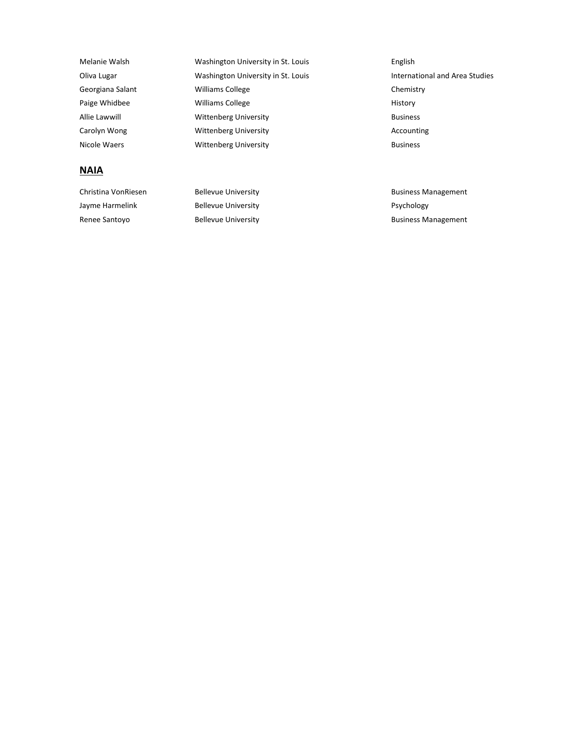| | | |
|---|---|---|
| Melanie Walsh | Washington University in St. Louis | English |
| Oliva Lugar | Washington University in St. Louis | International and Area Studies |
| Georgiana Salant | Williams College | Chemistry |
| Paige Whidbee | Williams College | History |
| Allie Lawwill | Wittenberg University | Business |
| Carolyn Wong | Wittenberg University | Accounting |
| Nicole Waers | Wittenberg University | Business |

## **NAIA**

| | | |
|---|---|---|
| Christina VonRiesen | Bellevue University | Business Management |
| Jayme Harmelink | Bellevue University | Psychology |
| Renee Santoyo | Bellevue University | Business Management |